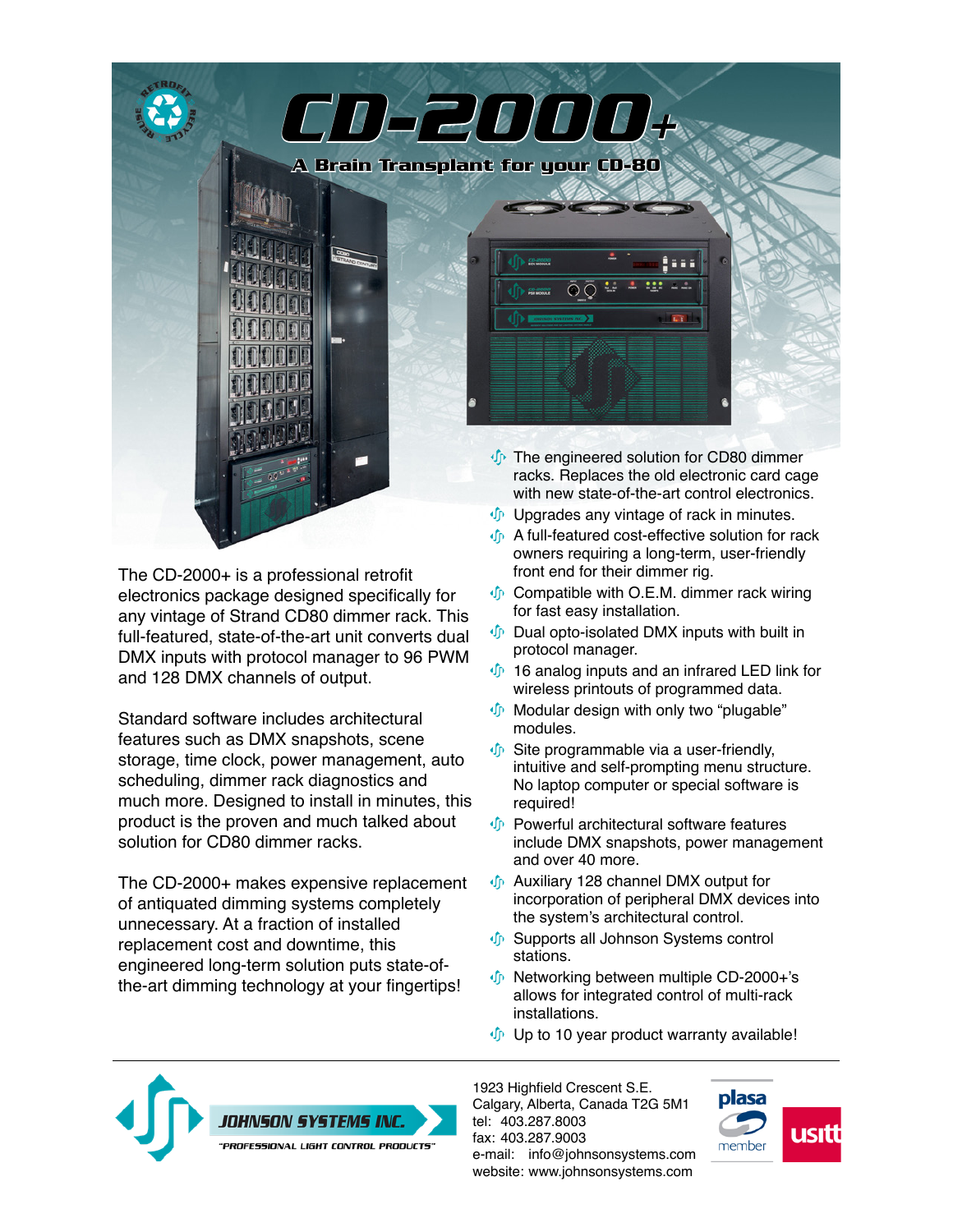# CD-2000+

## A Brain Transplant for your CD-80

The CD-2000+ is a professional retrofit electronics package designed specifically for any vintage of Strand CD80 dimmer rack. This full-featured, state-of-the-art unit converts dual DMX inputs with protocol manager to 96 PWM and 128 DMX channels of output.

Standard software includes architectural features such as DMX snapshots, scene storage, time clock, power management, auto scheduling, dimmer rack diagnostics and much more. Designed to install in minutes, this product is the proven and much talked about solution for CD80 dimmer racks.

The CD-2000+ makes expensive replacement of antiquated dimming systems completely unnecessary. At a fraction of installed replacement cost and downtime, this engineered long-term solution puts state-of-the-art dimming technology at your fingertips!

- The engineered solution for CD80 dimmer racks. Replaces the old electronic card cage with new state-of-the-art control electronics.
- Upgrades any vintage of rack in minutes.
- A full-featured cost-effective solution for rack owners requiring a long-term, user-friendly front end for their dimmer rig.
- Compatible with O.E.M. dimmer rack wiring for fast easy installation.
- Dual opto-isolated DMX inputs with built in protocol manager.
- 16 analog inputs and an infrared LED link for wireless printouts of programmed data.
- Modular design with only two "plugable" modules.
- Site programmable via a user-friendly, intuitive and self-prompting menu structure. No laptop computer or special software is required!
- Powerful architectural software features include DMX snapshots, power management and over 40 more.
- Auxiliary 128 channel DMX output for incorporation of peripheral DMX devices into the system's architectural control.
- Supports all Johnson Systems control stations.
- Networking between multiple CD-2000+'s allows for integrated control of multi-rack installations.
- Up to 10 year product warranty available!

---

**JOHNSON SYSTEMS INC.**
"PROFESSIONAL LIGHT CONTROL PRODUCTS"

1923 Highfield Crescent S.E.
Calgary, Alberta, Canada T2G 5M1
tel: 403.287.8003
fax: 403.287.9003
e-mail: info@johnsonsystems.com
website: www.johnsonsystems.com

plasa member · usitt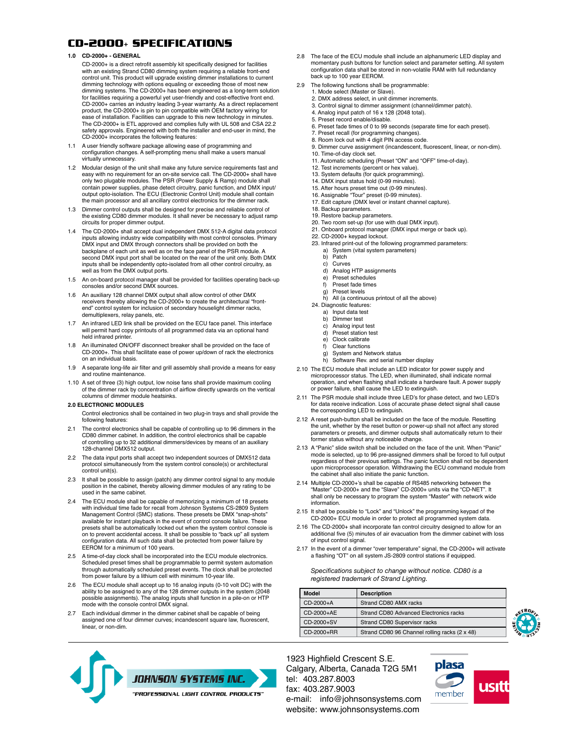# CD-2000+ SPECIFICATIONS

## 1.0 CD-2000+ - GENERAL

CD-2000+ is a direct retrofit assembly kit specifically designed for facilities with an existing Strand CD80 dimming system requiring a reliable front-end control unit. This product will upgrade existing dimmer installations to current dimming technology with options equaling or exceeding those of most new dimming systems. The CD-2000+ has been engineered as a long-term solution for facilities requiring a powerful yet user-friendly and cost-effective front end. CD-2000+ carries an industry leading 3-year warranty. As a direct replacement product, the CD-2000+ is pin to pin compatible with OEM factory wiring for ease of installation. Facilities can upgrade to this new technology in minutes. The CD-2000+ is ETL approved and complies fully with UL 508 and CSA 22.2 safety approvals. Engineered with both the installer and end-user in mind, the CD-2000+ incorporates the following features:

1.1 A user friendly software package allowing ease of programming and configuration changes. A self-prompting menu shall make a users manual virtually unnecessary.

1.2 Modular design of the unit shall make any future service requirements fast and easy with no requirement for an on-site service call. The CD-2000+ shall have only two plugable modules. The PSR (Power Supply & Ramp) module shall contain power supplies, phase detect circuitry, panic function, and DMX input/output opto-isolation. The ECU (Electronic Control Unit) module shall contain the main processor and all ancillary control electronics for the dimmer rack.

1.3 Dimmer control outputs shall be designed for precise and reliable control of the existing CD80 dimmer modules. It shall never be necessary to adjust ramp circuits for proper dimmer output.

1.4 The CD-2000+ shall accept dual independent DMX 512-A digital data protocol inputs allowing industry wide compatibility with most control consoles. Primary DMX input and DMX through connectors shall be provided on both the backplane of each unit as well as on the face panel of the PSR module. A second DMX input port shall be located on the rear of the unit only. Both DMX inputs shall be independently opto-isolated from all other control circuitry, as well as from the DMX output ports.

1.5 An on-board protocol manager shall be provided for facilities operating back-up consoles and/or second DMX sources.

1.6 An auxiliary 128 channel DMX output shall allow control of other DMX receivers thereby allowing the CD-2000+ to create the architectural "front-end" control system for inclusion of secondary houselight dimmer racks, demultiplexers, relay panels, etc.

1.7 An infrared LED link shall be provided on the ECU face panel. This interface will permit hard copy printouts of all programmed data via an optional hand held infrared printer.

1.8 An illuminated ON/OFF disconnect breaker shall be provided on the face of CD-2000+. This shall facilitate ease of power up/down of rack the electronics on an individual basis.

1.9 A separate long-life air filter and grill assembly shall provide a means for easy and routine maintenance.

1.10 A set of three (3) high output, low noise fans shall provide maximum cooling of the dimmer rack by concentration of airflow directly upwards on the vertical columns of dimmer module heatsinks.

## 2.0 ELECTRONIC MODULES

Control electronics shall be contained in two plug-in trays and shall provide the following features:

2.1 The control electronics shall be capable of controlling up to 96 dimmers in the CD80 dimmer cabinet. In addition, the control electronics shall be capable of controlling up to 32 additional dimmers/devices by means of an auxiliary 128-channel DMX512 output.

2.2 The data input ports shall accept two independent sources of DMX512 data protocol simultaneously from the system control console(s) or architectural control unit(s).

2.3 It shall be possible to assign (patch) any dimmer control signal to any module position in the cabinet, thereby allowing dimmer modules of any rating to be used in the same cabinet.

2.4 The ECU module shall be capable of memorizing a minimum of 18 presets with individual time fade for recall from Johnson Systems CS-2809 System Management Control (SMC) stations. These presets be DMX "snap-shots" available for instant playback in the event of control console failure. These presets shall be automatically locked out when the system control console is on to prevent accidental access. It shall be possible to "back up" all system configuration data. All such data shall be protected from power failure by EEROM for a minimum of 100 years.

2.5 A time-of-day clock shall be incorporated into the ECU module electronics. Scheduled preset times shall be programmable to permit system automation through automatically scheduled preset events. The clock shall be protected from power failure by a lithium cell with minimum 10-year life.

2.6 The ECU module shall accept up to 16 analog inputs (0-10 volt DC) with the ability to be assigned to any of the 128 dimmer outputs in the system (2048 possible assignments). The analog inputs shall function in a pile-on or HTP mode with the console control DMX signal.

2.7 Each individual dimmer in the dimmer cabinet shall be capable of being assigned one of four dimmer curves; incandescent square law, fluorescent, linear, or non-dim.

2.8 The face of the ECU module shall include an alphanumeric LED display and momentary push buttons for function select and parameter setting. All system configuration data shall be stored in non-volatile RAM with full redundancy back up to 100 year EEROM.

2.9 The following functions shall be programmable:

1. Mode select (Master or Slave).
2. DMX address select, in unit dimmer increments.
3. Control signal to dimmer assignment (channel/dimmer patch).
4. Analog input patch of 16 x 128 (2048 total).
5. Preset record enable/disable.
6. Preset fade times of 0 to 99 seconds (separate time for each preset).
7. Preset recall (for programming changes).
8. Room lock out with 4 digit PIN access code.
9. Dimmer curve assignment (incandescent, fluorescent, linear, or non-dim).
10. Time-of-day clock set.
11. Automatic scheduling (Preset "ON" and "OFF" time-of-day).
12. Test increments (percent or hex value).
13. System defaults (for quick programming).
14. DMX input status hold (0-99 minutes).
15. After hours preset time out (0-99 minutes).
16. Assignable "Tour" preset (0-99 minutes).
17. Edit capture (DMX level or instant channel capture).
18. Backup parameters.
19. Restore backup parameters.
20. Two room set-up (for use with dual DMX input).
21. Onboard protocol manager (DMX input merge or back up).
22. CD-2000+ keypad lockout.
23. Infrared print-out of the following programmed parameters:
    - a) System (vital system parameters)
    - b) Patch
    - c) Curves
    - d) Analog HTP assignments
    - e) Preset schedules
    - f) Preset fade times
    - g) Preset levels
    - h) All (a continuous printout of all the above)
24. Diagnostic features:
    - a) Input data test
    - b) Dimmer test
    - c) Analog input test
    - d) Preset station test
    - e) Clock calibrate
    - f) Clear functions
    - g) System and Network status
    - h) Software Rev. and serial number display

2.10 The ECU module shall include an LED indicator for power supply and microprocessor status. The LED, when illuminated, shall indicate normal operation, and when flashing shall indicate a hardware fault. A power supply or power failure, shall cause the LED to extinguish.

2.11 The PSR module shall include three LED's for phase detect, and two LED's for data receive indication. Loss of accurate phase detect signal shall cause the corresponding LED to extinguish.

2.12 A reset push-button shall be included on the face of the module. Resetting the unit, whether by the reset button or power-up shall not affect any stored parameters or presets, and dimmer outputs shall automatically return to their former status without any noticeable change.

2.13 A "Panic" slide switch shall be included on the face of the unit. When "Panic" mode is selected, up to 96 pre-assigned dimmers shall be forced to full output regardless of their previous settings. The panic function shall not be dependent upon microprocessor operation. Withdrawing the ECU command module from the cabinet shall also initiate the panic function.

2.14 Multiple CD-2000+'s shall be capable of RS485 networking between the "Master" CD-2000+ and the "Slave" CD-2000+ units via the "CD-NET". It shall only be necessary to program the system "Master" with network wide information.

2.15 It shall be possible to "Lock" and "Unlock" the programming keypad of the CD-2000+ ECU module in order to protect all programmed system data.

2.16 The CD-2000+ shall incorporate fan control circuitry designed to allow for an additional five (5) minutes of air evacuation from the dimmer cabinet with loss of input control signal.

2.17 In the event of a dimmer "over temperature" signal, the CD-2000+ will activate a flashing "OT" on all system JS-2809 control stations if equipped.

*Specifications subject to change without notice. CD80 is a registered trademark of Strand Lighting.*

| Model | Description |
|---|---|
| CD-2000+A | Strand CD80 AMX racks |
| CD-2000+AE | Strand CD80 Advanced Electronics racks |
| CD-2000+SV | Strand CD80 Supervisor racks |
| CD-2000+RR | Strand CD80 96 Channel rolling racks (2 x 48) |

JOHNSON SYSTEMS INC.
"PROFESSIONAL LIGHT CONTROL PRODUCTS"

1923 Highfield Crescent S.E.
Calgary, Alberta, Canada T2G 5M1
tel: 403.287.8003
fax: 403.287.9003
e-mail: info@johnsonsystems.com
website: www.johnsonsystems.com

plasa member
usitt